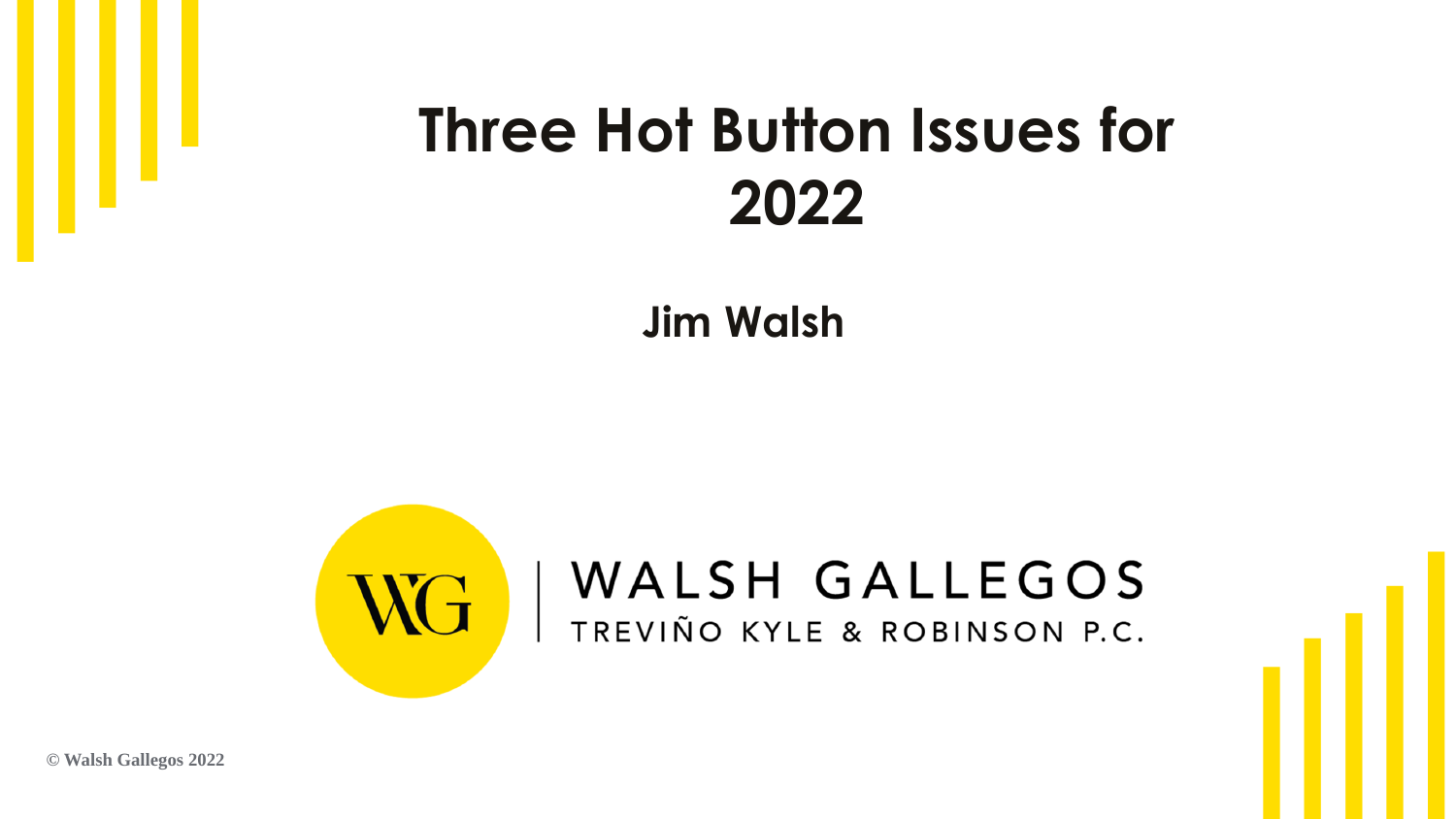# Three Hot Button Issues for 2022

**Jim Walsh**

WALSH GALLEGOS

TREVIÑO KYLE & ROBINSON P.C.

© Walsh Gallegos 2022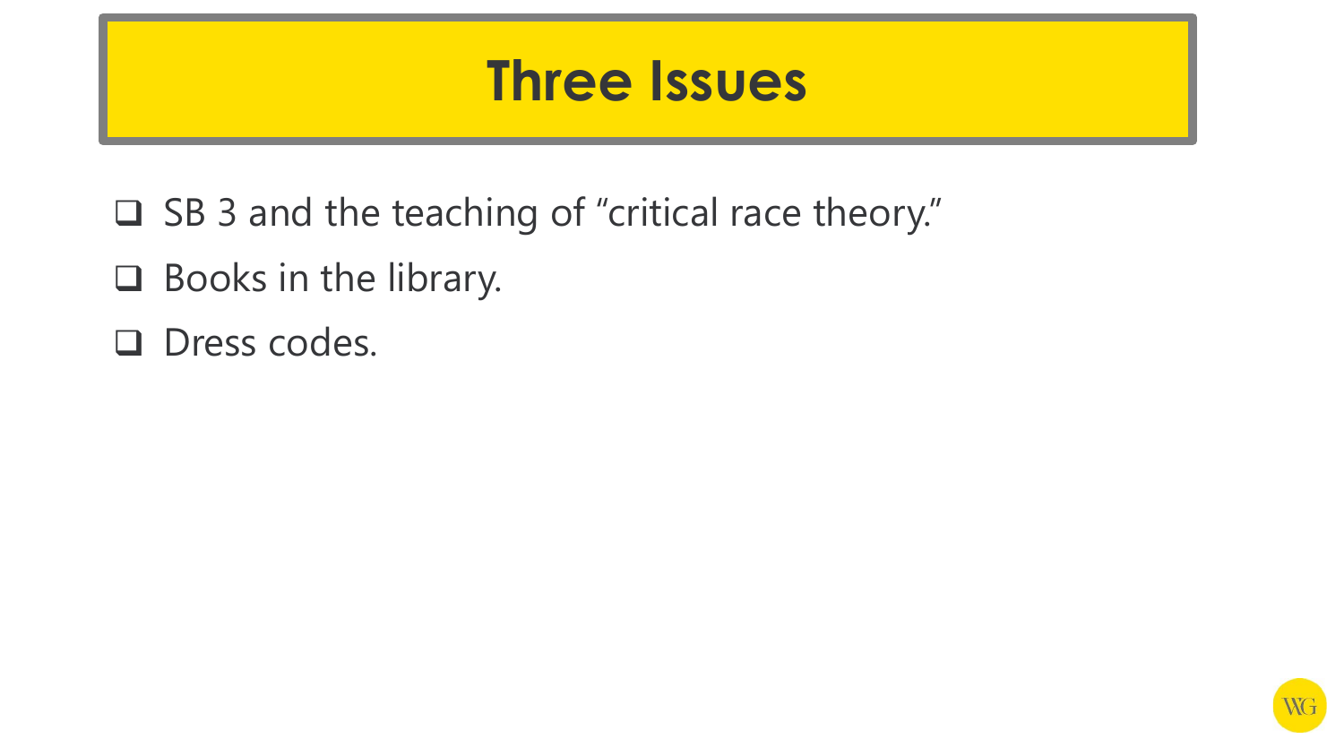# Three Issues

- SB 3 and the teaching of "critical race theory."
- Books in the library.
- Dress codes.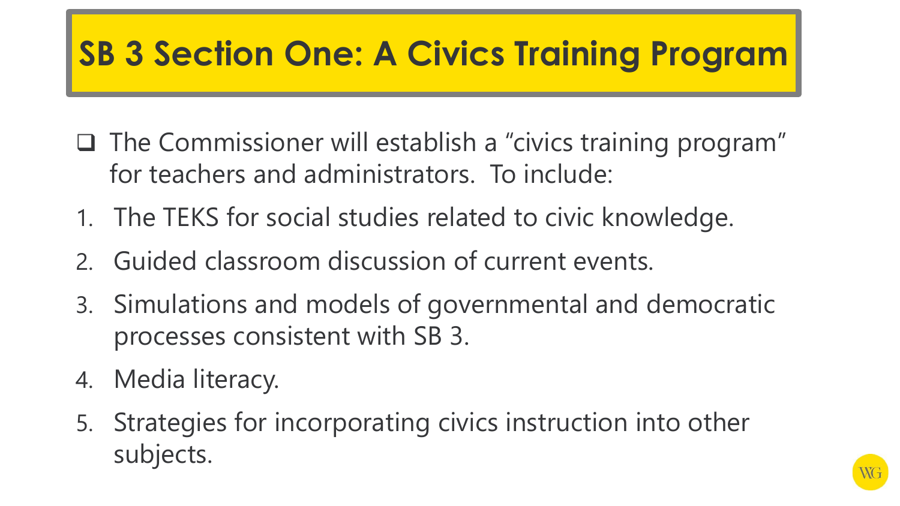# SB 3 Section One: A Civics Training Program

- The Commissioner will establish a "civics training program" for teachers and administrators. To include:

1. The TEKS for social studies related to civic knowledge.
2. Guided classroom discussion of current events.
3. Simulations and models of governmental and democratic processes consistent with SB 3.
4. Media literacy.
5. Strategies for incorporating civics instruction into other subjects.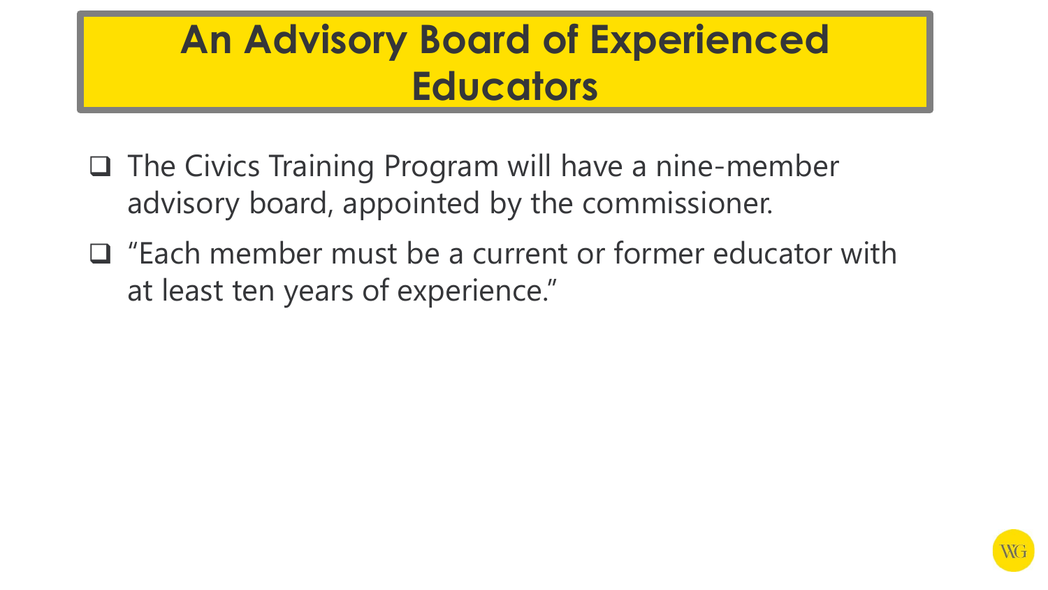# An Advisory Board of Experienced Educators

- The Civics Training Program will have a nine-member advisory board, appointed by the commissioner.
- "Each member must be a current or former educator with at least ten years of experience."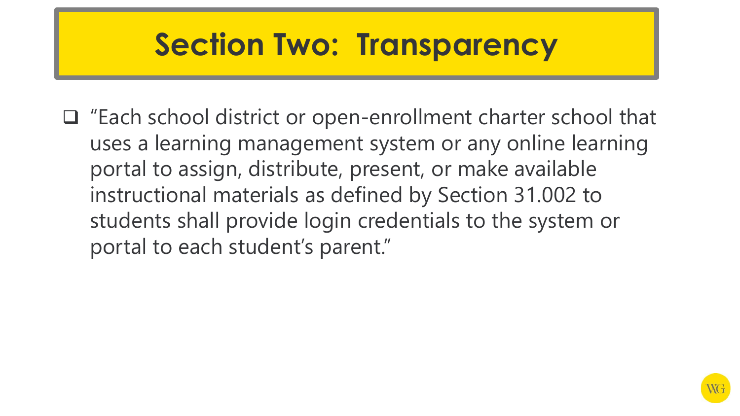# Section Two: Transparency

- "Each school district or open-enrollment charter school that uses a learning management system or any online learning portal to assign, distribute, present, or make available instructional materials as defined by Section 31.002 to students shall provide login credentials to the system or portal to each student's parent."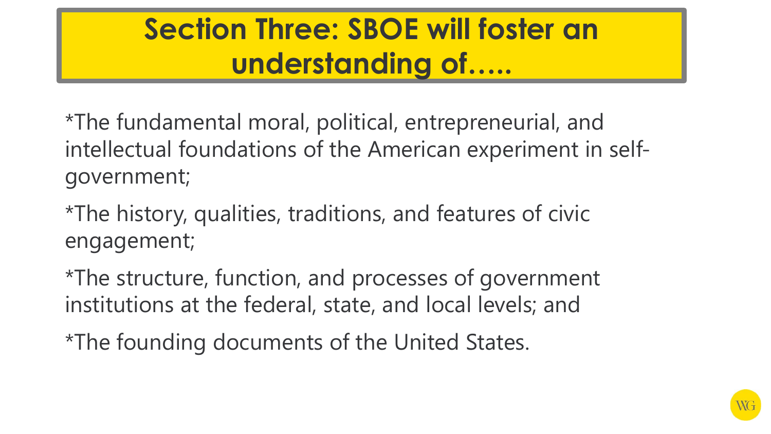# Section Three: SBOE will foster an understanding of…..

*The fundamental moral, political, entrepreneurial, and intellectual foundations of the American experiment in self-government;

*The history, qualities, traditions, and features of civic engagement;

*The structure, function, and processes of government institutions at the federal, state, and local levels; and

*The founding documents of the United States.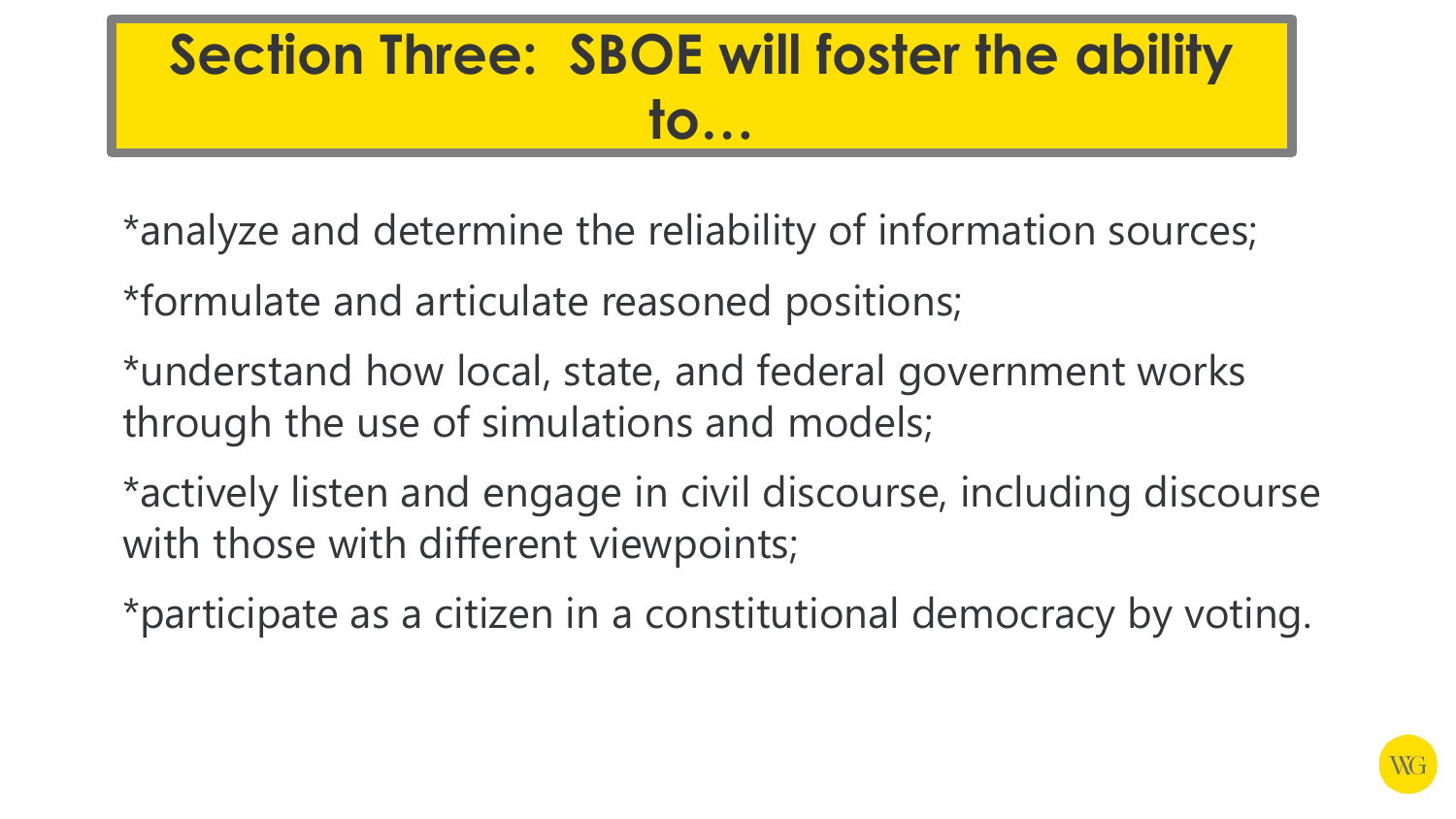# Section Three: SBOE will foster the ability to…

*analyze and determine the reliability of information sources;

*formulate and articulate reasoned positions;

*understand how local, state, and federal government works through the use of simulations and models;

*actively listen and engage in civil discourse, including discourse with those with different viewpoints;

*participate as a citizen in a constitutional democracy by voting.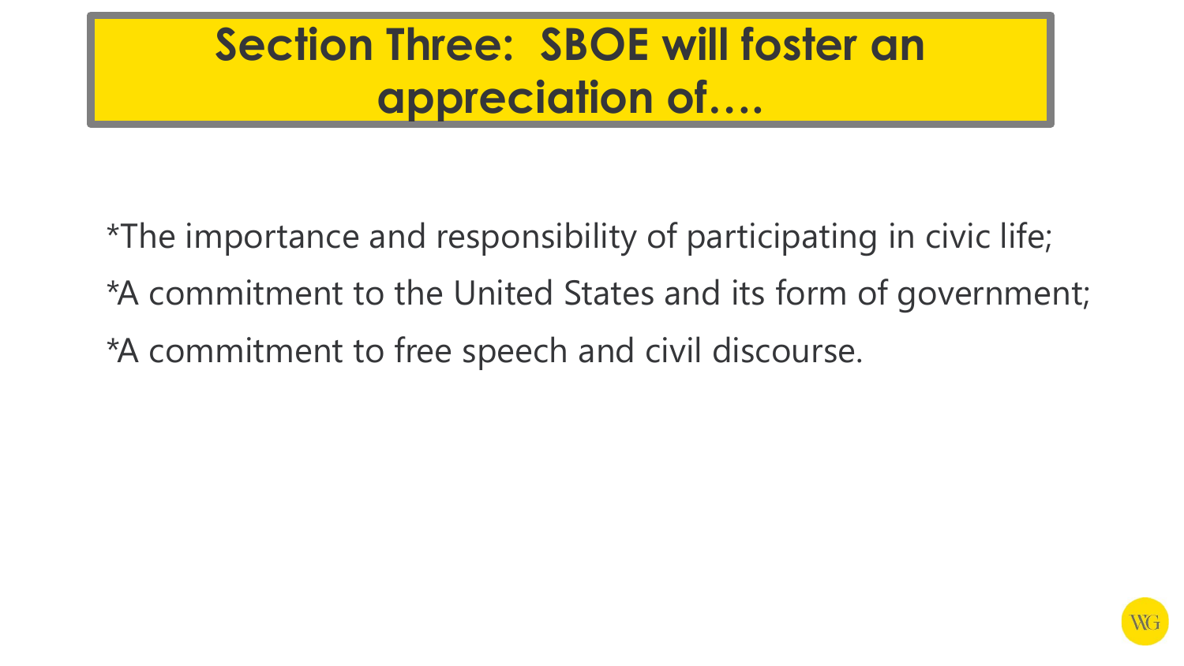# Section Three: SBOE will foster an appreciation of….

*The importance and responsibility of participating in civic life;

*A commitment to the United States and its form of government;

*A commitment to free speech and civil discourse.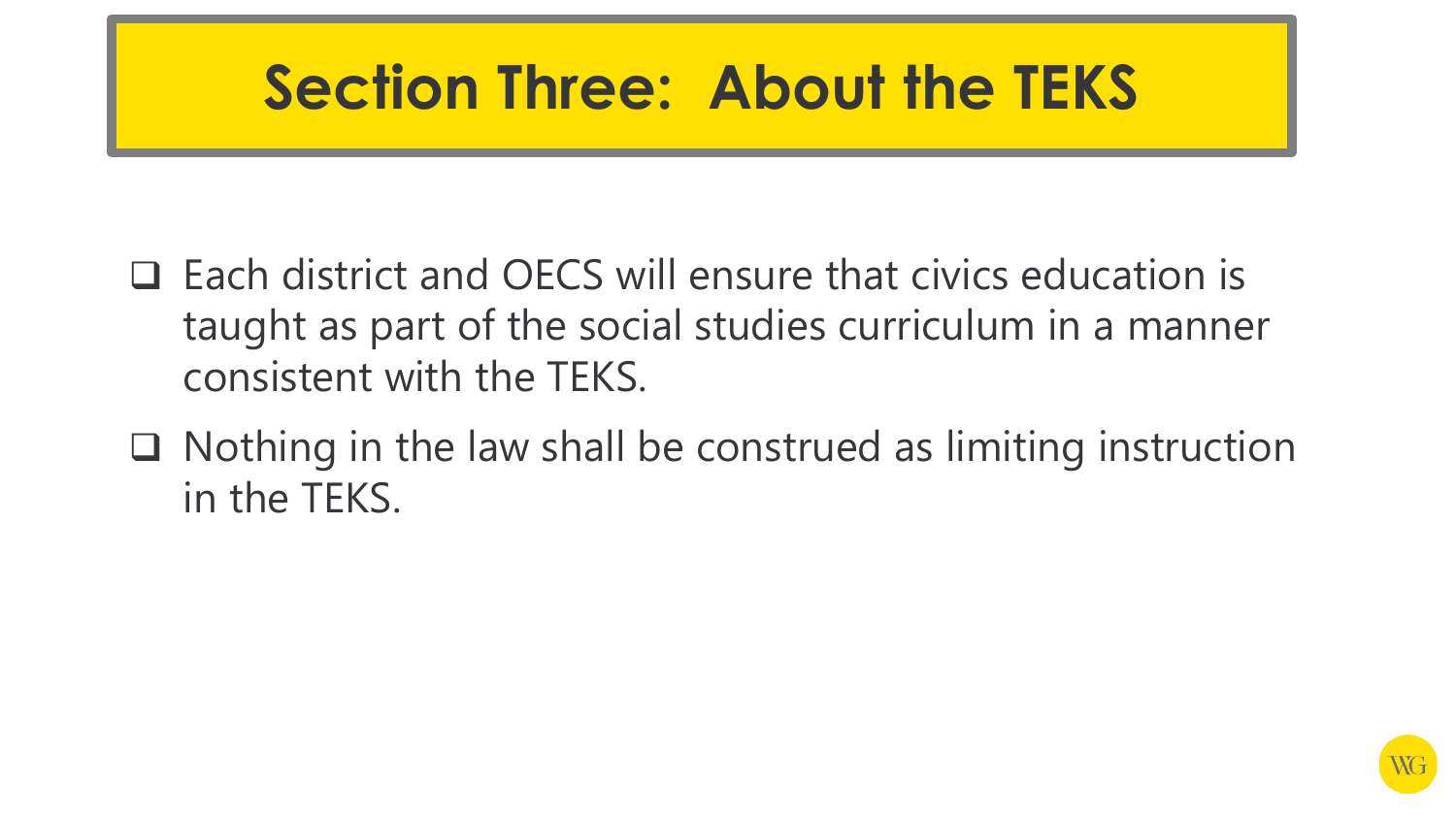# Section Three: About the TEKS

- Each district and OECS will ensure that civics education is taught as part of the social studies curriculum in a manner consistent with the TEKS.
- Nothing in the law shall be construed as limiting instruction in the TEKS.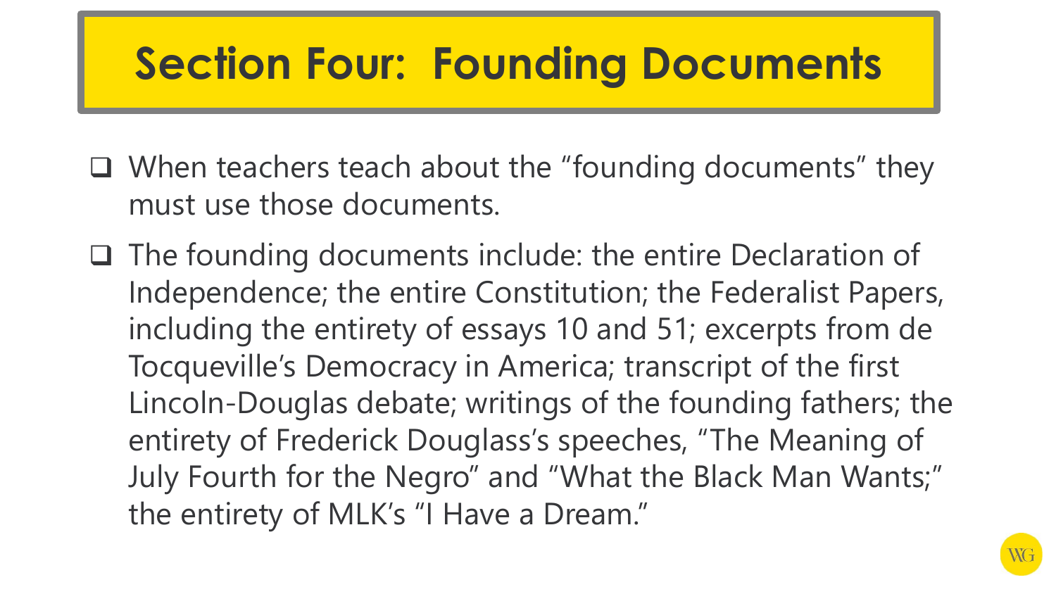# Section Four: Founding Documents

- When teachers teach about the "founding documents" they must use those documents.
- The founding documents include: the entire Declaration of Independence; the entire Constitution; the Federalist Papers, including the entirety of essays 10 and 51; excerpts from de Tocqueville's Democracy in America; transcript of the first Lincoln-Douglas debate; writings of the founding fathers; the entirety of Frederick Douglass's speeches, "The Meaning of July Fourth for the Negro" and "What the Black Man Wants;" the entirety of MLK's "I Have a Dream."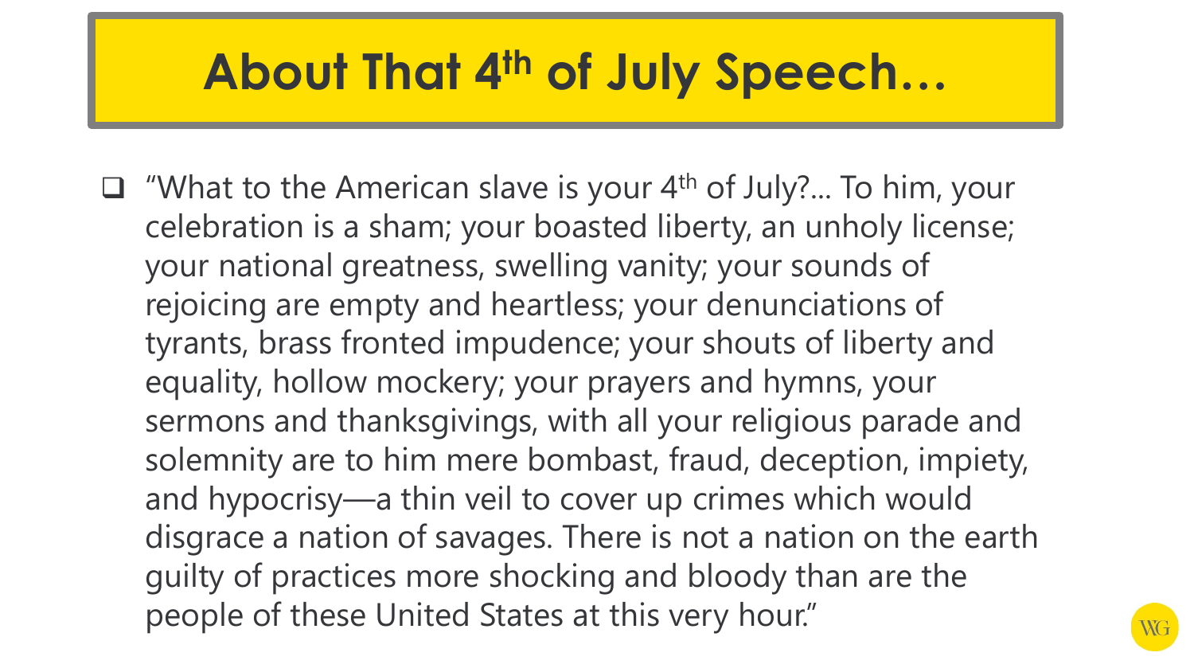# About That 4th of July Speech…

- "What to the American slave is your 4th of July?... To him, your celebration is a sham; your boasted liberty, an unholy license; your national greatness, swelling vanity; your sounds of rejoicing are empty and heartless; your denunciations of tyrants, brass fronted impudence; your shouts of liberty and equality, hollow mockery; your prayers and hymns, your sermons and thanksgivings, with all your religious parade and solemnity are to him mere bombast, fraud, deception, impiety, and hypocrisy—a thin veil to cover up crimes which would disgrace a nation of savages. There is not a nation on the earth guilty of practices more shocking and bloody than are the people of these United States at this very hour."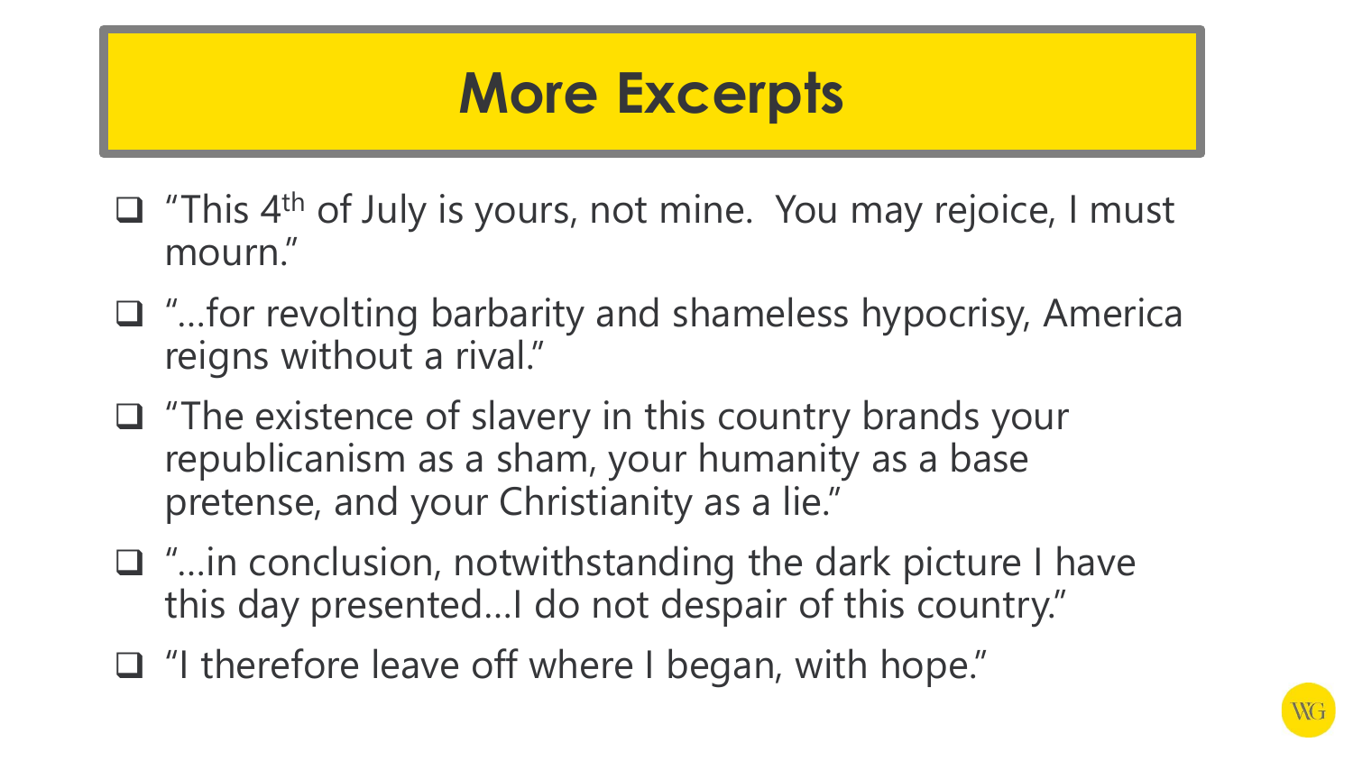# More Excerpts

- "This 4th of July is yours, not mine. You may rejoice, I must mourn."
- "…for revolting barbarity and shameless hypocrisy, America reigns without a rival."
- "The existence of slavery in this country brands your republicanism as a sham, your humanity as a base pretense, and your Christianity as a lie."
- "…in conclusion, notwithstanding the dark picture I have this day presented…I do not despair of this country."
- "I therefore leave off where I began, with hope."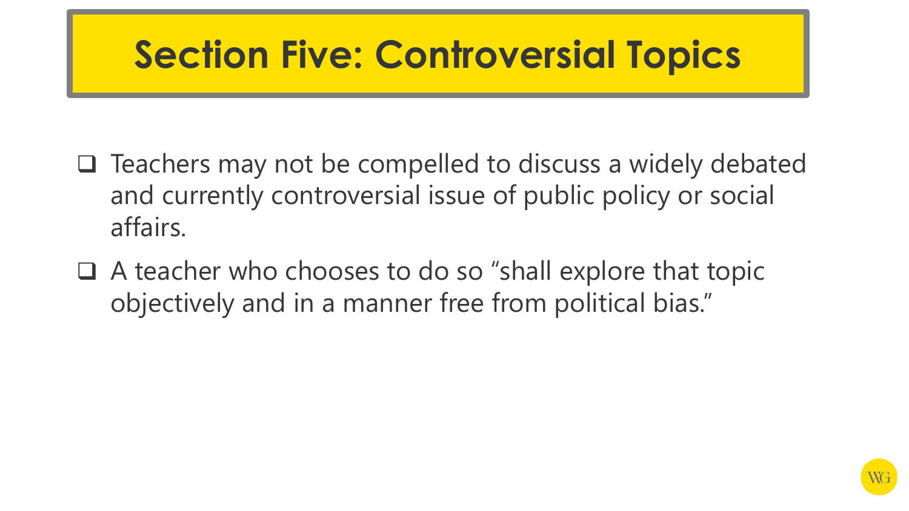# Section Five: Controversial Topics

- Teachers may not be compelled to discuss a widely debated and currently controversial issue of public policy or social affairs.
- A teacher who chooses to do so "shall explore that topic objectively and in a manner free from political bias."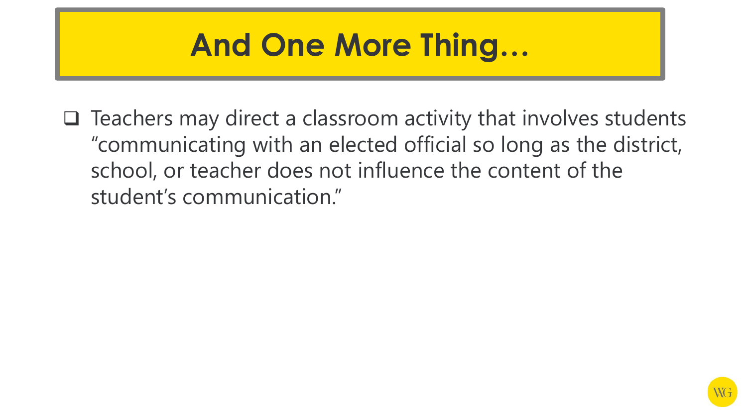# And One More Thing…

- Teachers may direct a classroom activity that involves students "communicating with an elected official so long as the district, school, or teacher does not influence the content of the student's communication."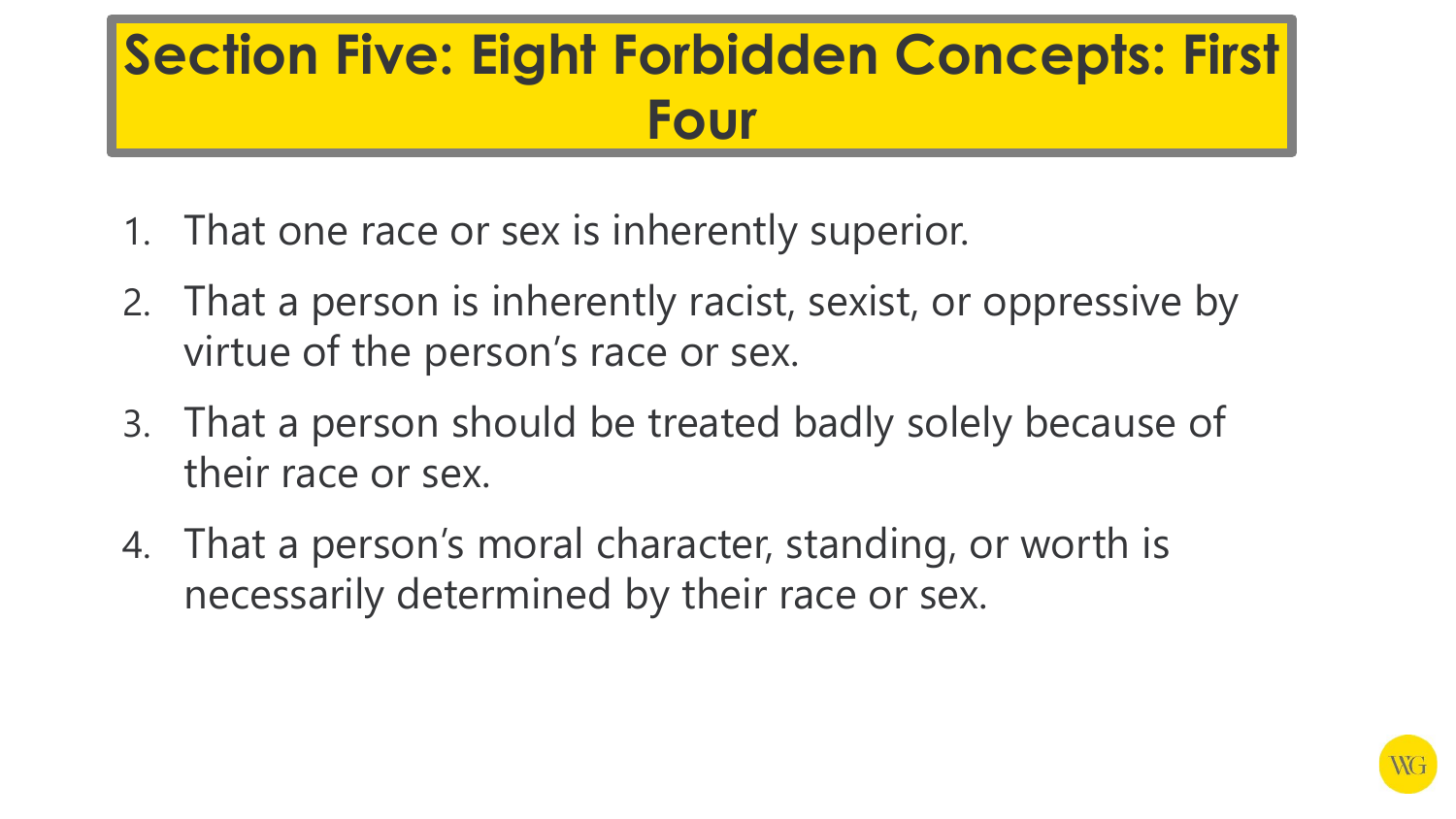# Section Five: Eight Forbidden Concepts: First Four

1. That one race or sex is inherently superior.
2. That a person is inherently racist, sexist, or oppressive by virtue of the person's race or sex.
3. That a person should be treated badly solely because of their race or sex.
4. That a person's moral character, standing, or worth is necessarily determined by their race or sex.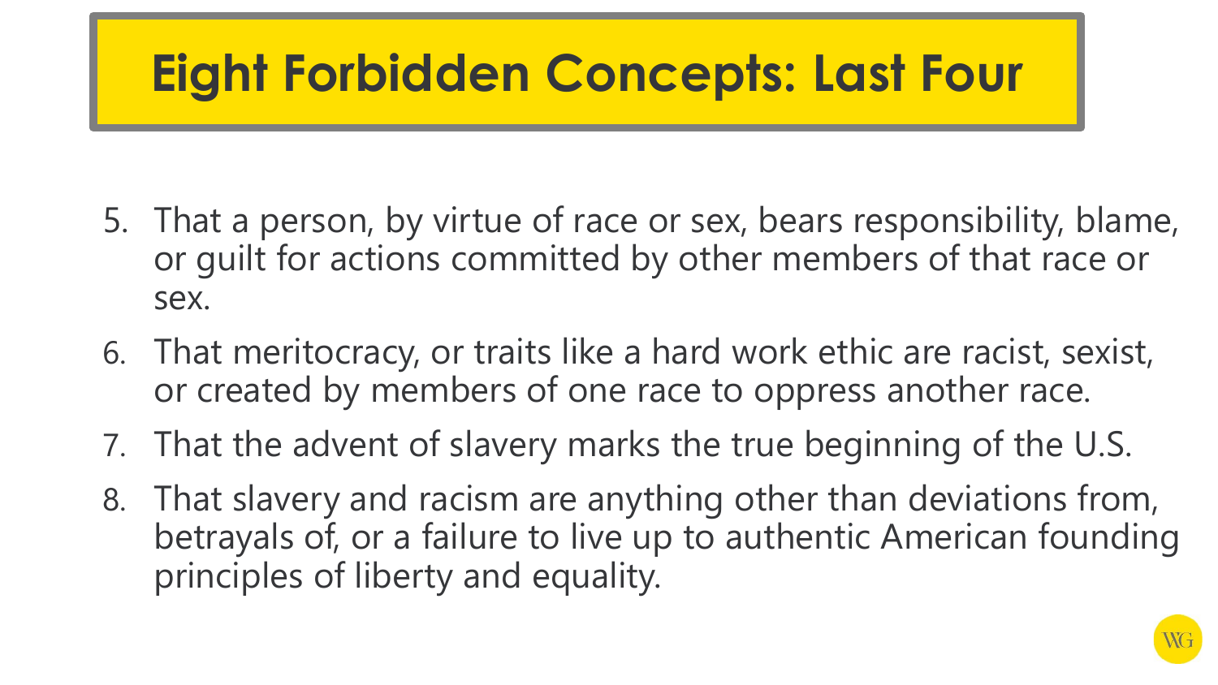# Eight Forbidden Concepts: Last Four

5. That a person, by virtue of race or sex, bears responsibility, blame, or guilt for actions committed by other members of that race or sex.
6. That meritocracy, or traits like a hard work ethic are racist, sexist, or created by members of one race to oppress another race.
7. That the advent of slavery marks the true beginning of the U.S.
8. That slavery and racism are anything other than deviations from, betrayals of, or a failure to live up to authentic American founding principles of liberty and equality.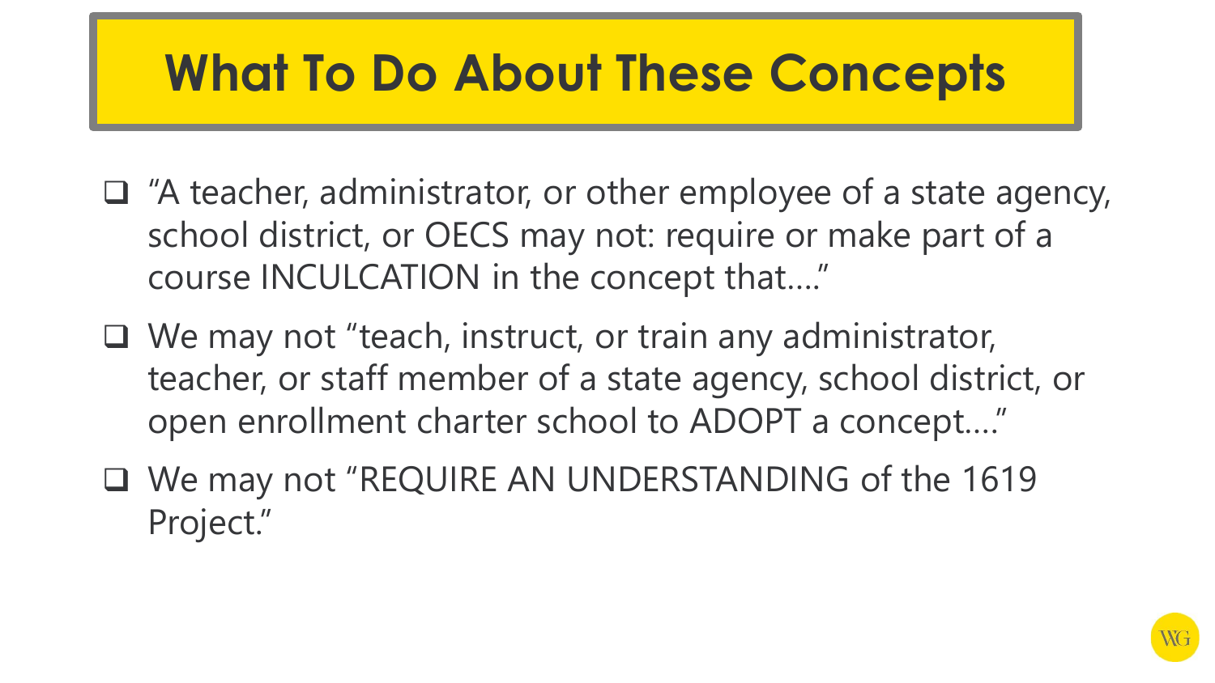# What To Do About These Concepts

- "A teacher, administrator, or other employee of a state agency, school district, or OECS may not: require or make part of a course INCULCATION in the concept that…."
- We may not "teach, instruct, or train any administrator, teacher, or staff member of a state agency, school district, or open enrollment charter school to ADOPT a concept…."
- We may not "REQUIRE AN UNDERSTANDING of the 1619 Project."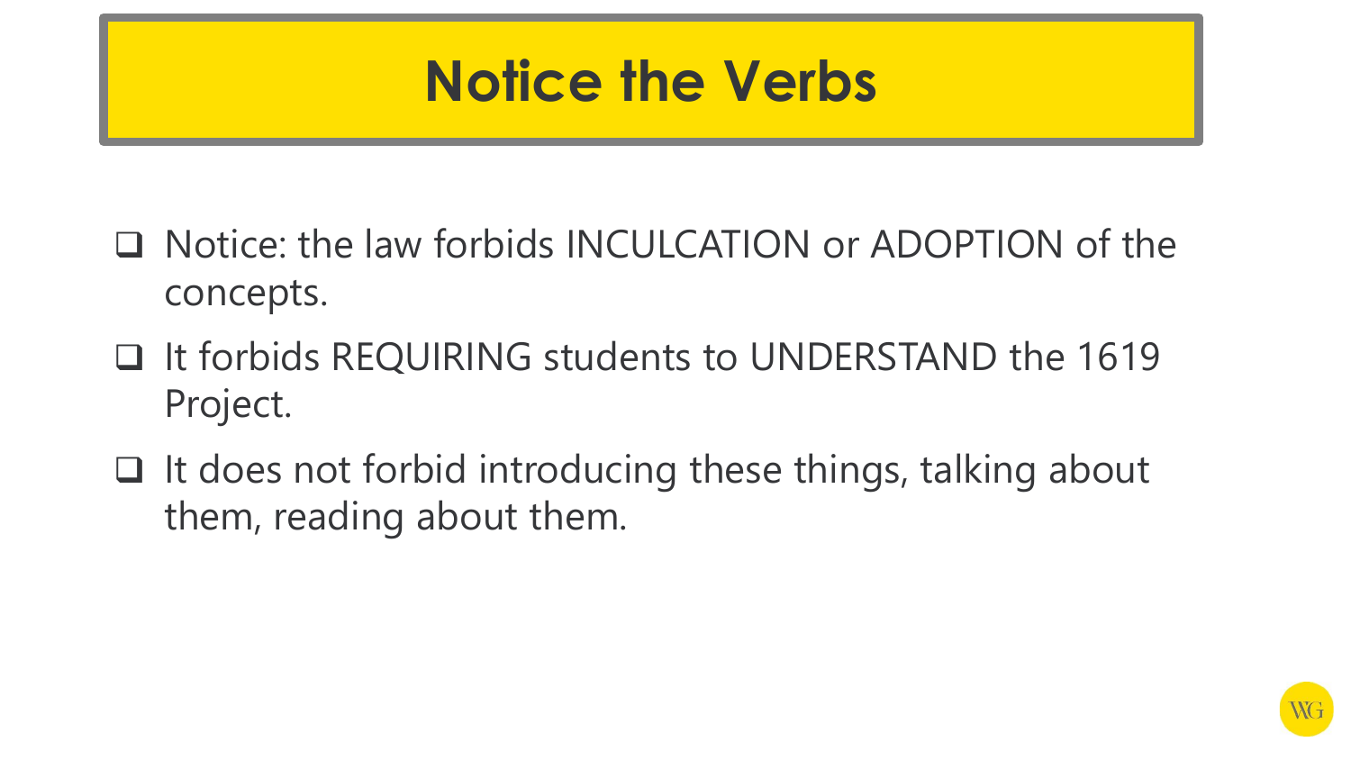# Notice the Verbs

- Notice: the law forbids INCULCATION or ADOPTION of the concepts.
- It forbids REQUIRING students to UNDERSTAND the 1619 Project.
- It does not forbid introducing these things, talking about them, reading about them.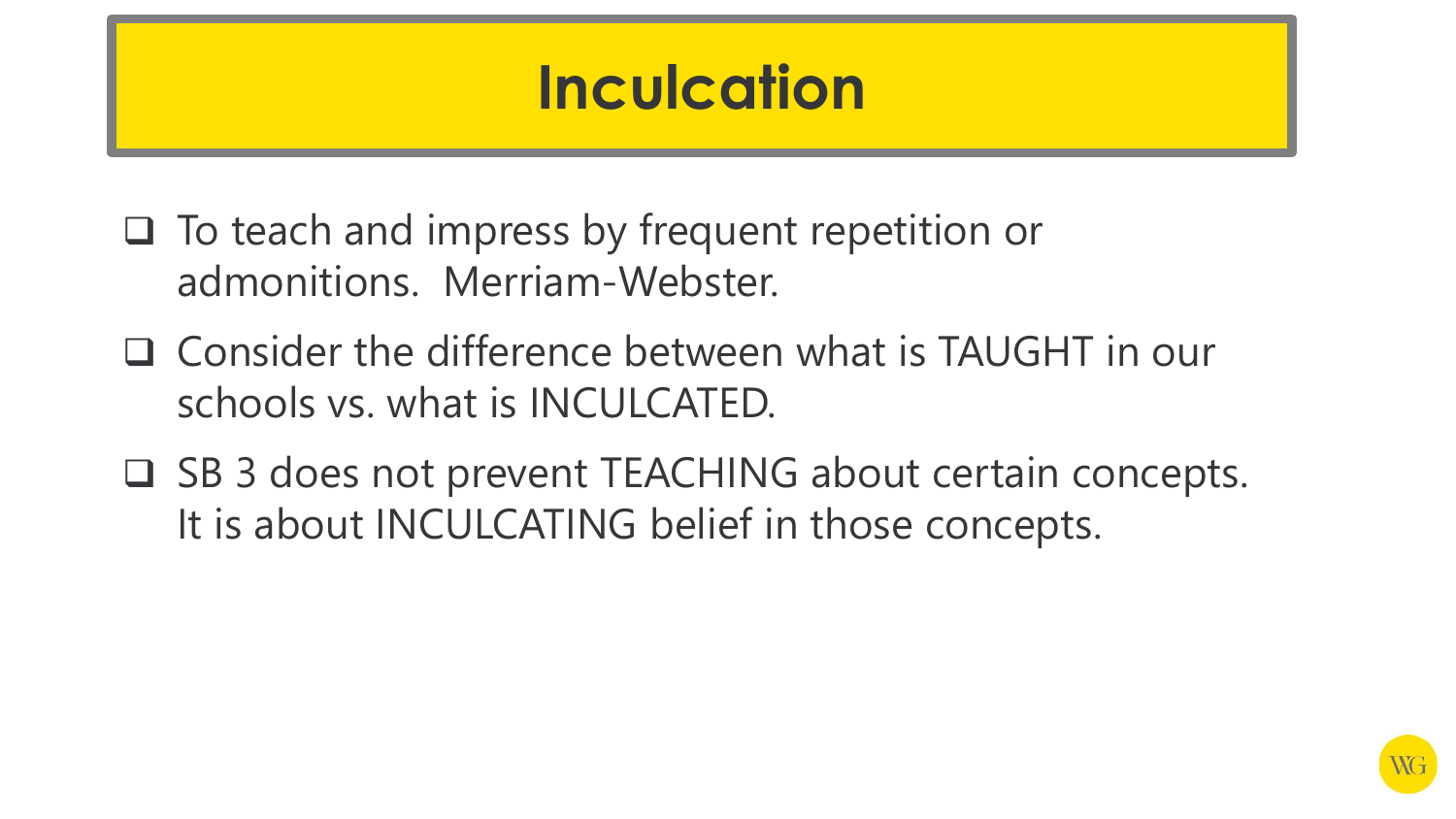# Inculcation

- To teach and impress by frequent repetition or admonitions.  Merriam-Webster.
- Consider the difference between what is TAUGHT in our schools vs. what is INCULCATED.
- SB 3 does not prevent TEACHING about certain concepts. It is about INCULCATING belief in those concepts.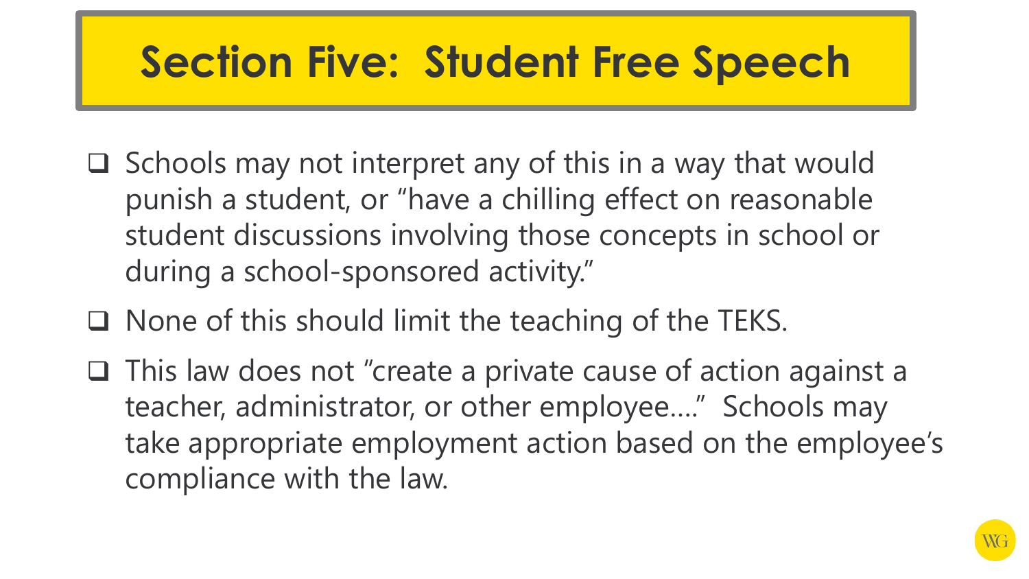# Section Five: Student Free Speech

- Schools may not interpret any of this in a way that would punish a student, or "have a chilling effect on reasonable student discussions involving those concepts in school or during a school-sponsored activity."
- None of this should limit the teaching of the TEKS.
- This law does not "create a private cause of action against a teacher, administrator, or other employee…." Schools may take appropriate employment action based on the employee's compliance with the law.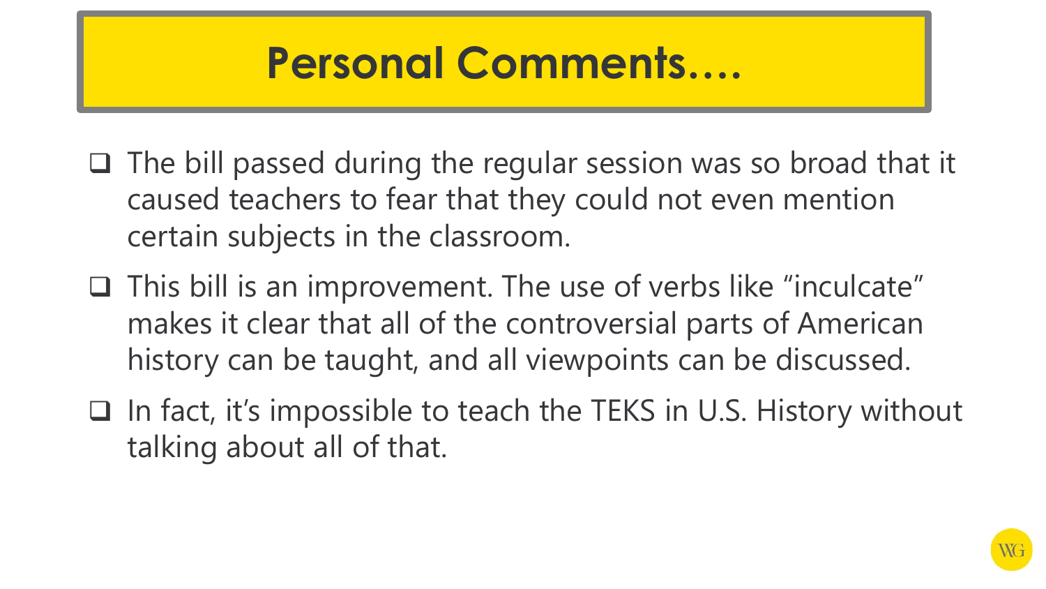# Personal Comments….

- The bill passed during the regular session was so broad that it caused teachers to fear that they could not even mention certain subjects in the classroom.
- This bill is an improvement. The use of verbs like "inculcate" makes it clear that all of the controversial parts of American history can be taught, and all viewpoints can be discussed.
- In fact, it's impossible to teach the TEKS in U.S. History without talking about all of that.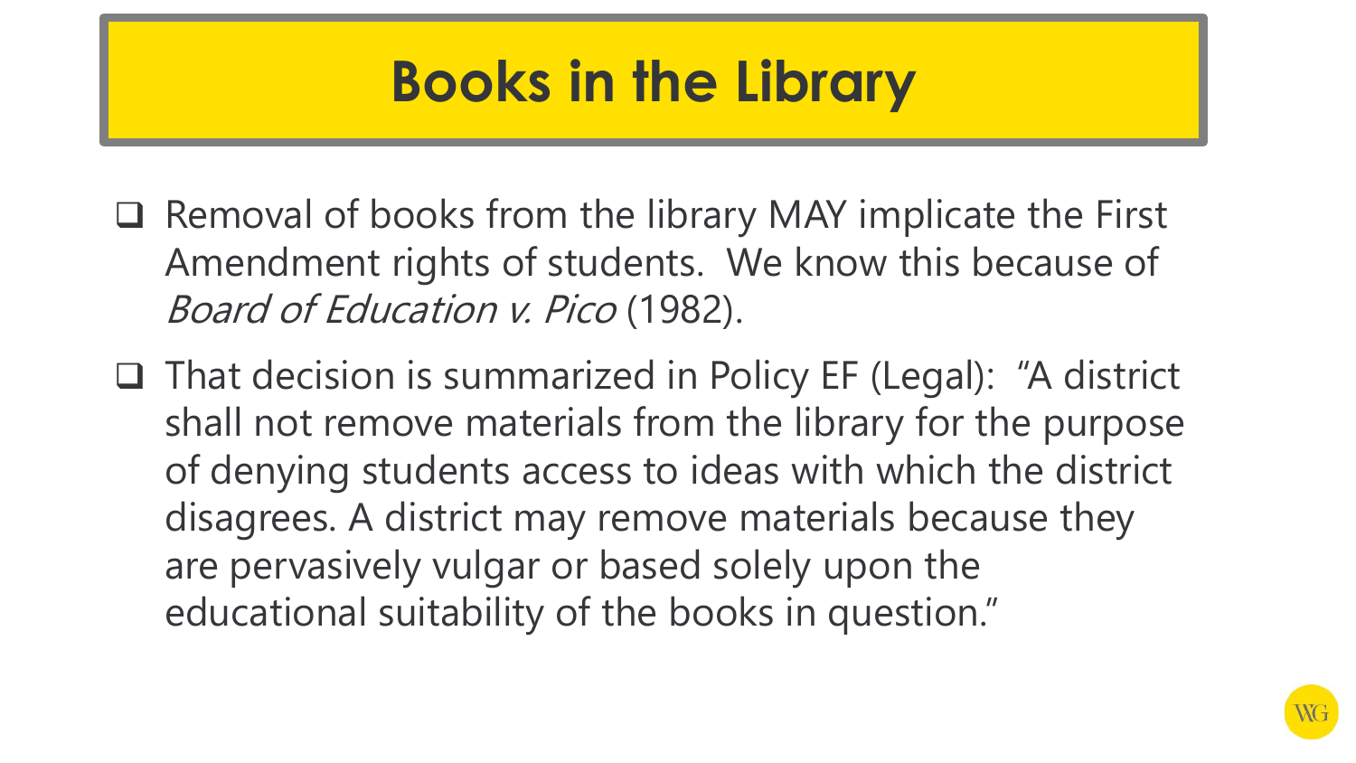# Books in the Library

- Removal of books from the library MAY implicate the First Amendment rights of students. We know this because of *Board of Education v. Pico* (1982).
- That decision is summarized in Policy EF (Legal): "A district shall not remove materials from the library for the purpose of denying students access to ideas with which the district disagrees. A district may remove materials because they are pervasively vulgar or based solely upon the educational suitability of the books in question."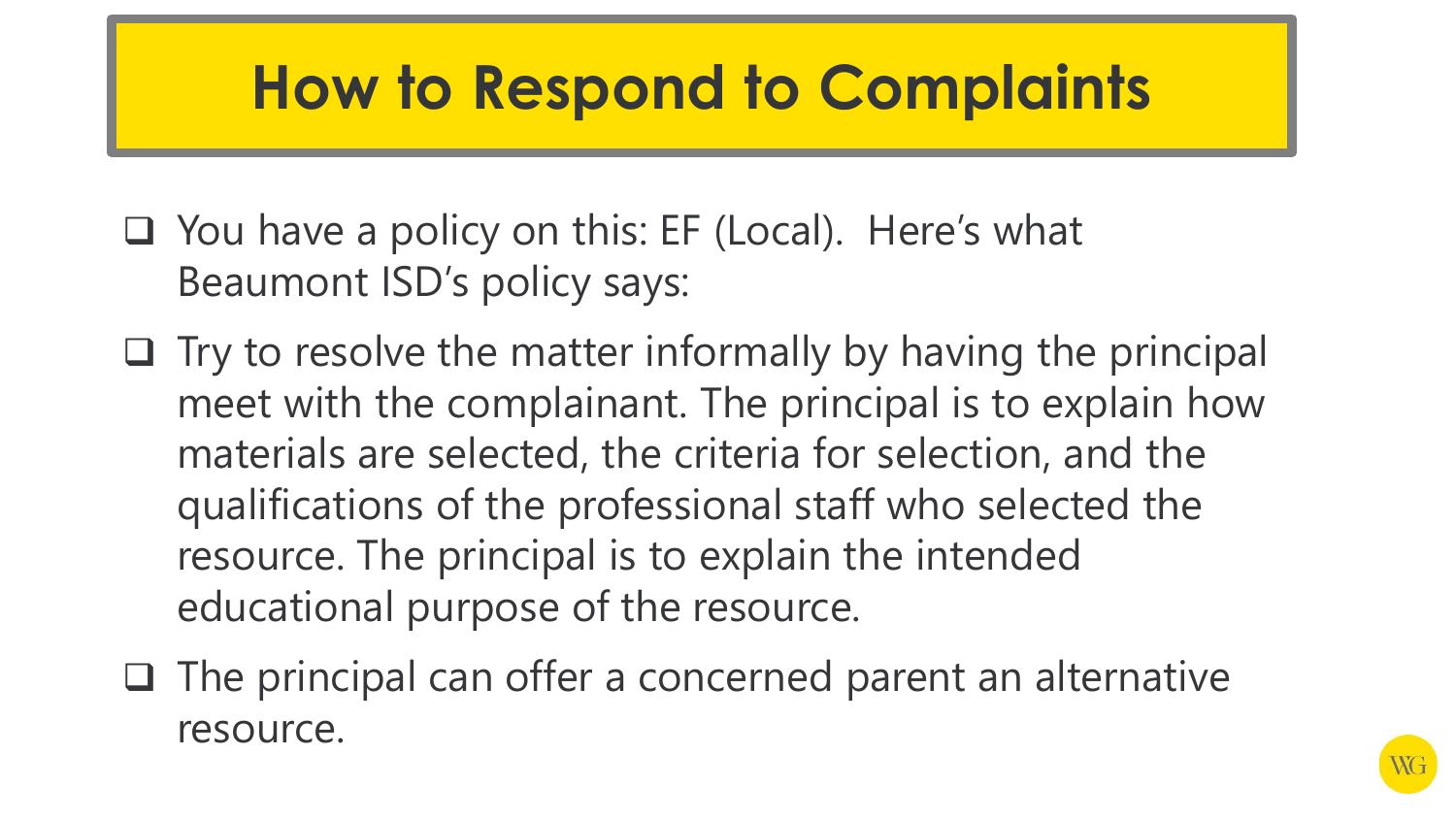# How to Respond to Complaints

- You have a policy on this: EF (Local). Here's what Beaumont ISD's policy says:
- Try to resolve the matter informally by having the principal meet with the complainant. The principal is to explain how materials are selected, the criteria for selection, and the qualifications of the professional staff who selected the resource. The principal is to explain the intended educational purpose of the resource.
- The principal can offer a concerned parent an alternative resource.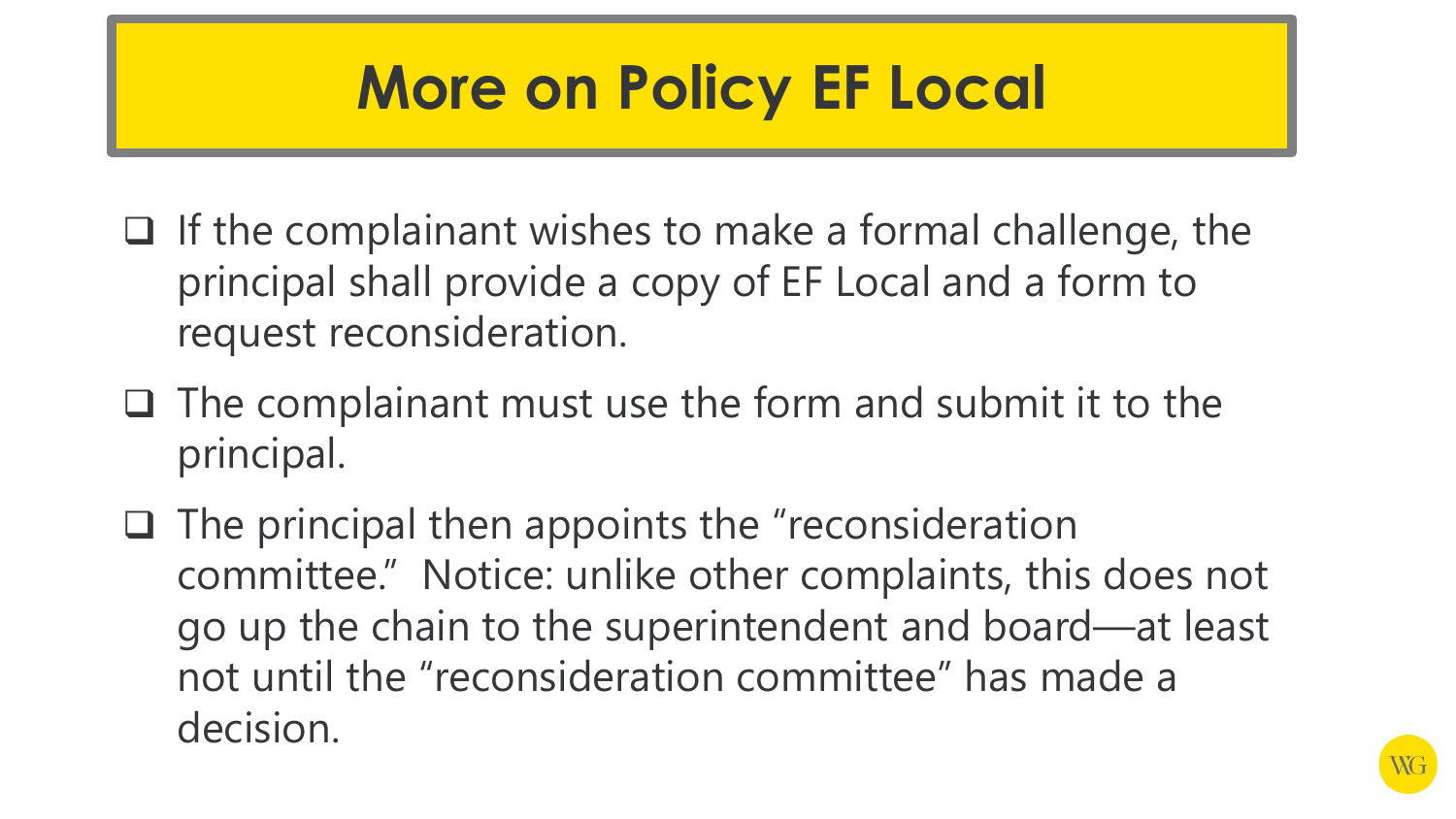# More on Policy EF Local

- If the complainant wishes to make a formal challenge, the principal shall provide a copy of EF Local and a form to request reconsideration.
- The complainant must use the form and submit it to the principal.
- The principal then appoints the "reconsideration committee." Notice: unlike other complaints, this does not go up the chain to the superintendent and board—at least not until the "reconsideration committee" has made a decision.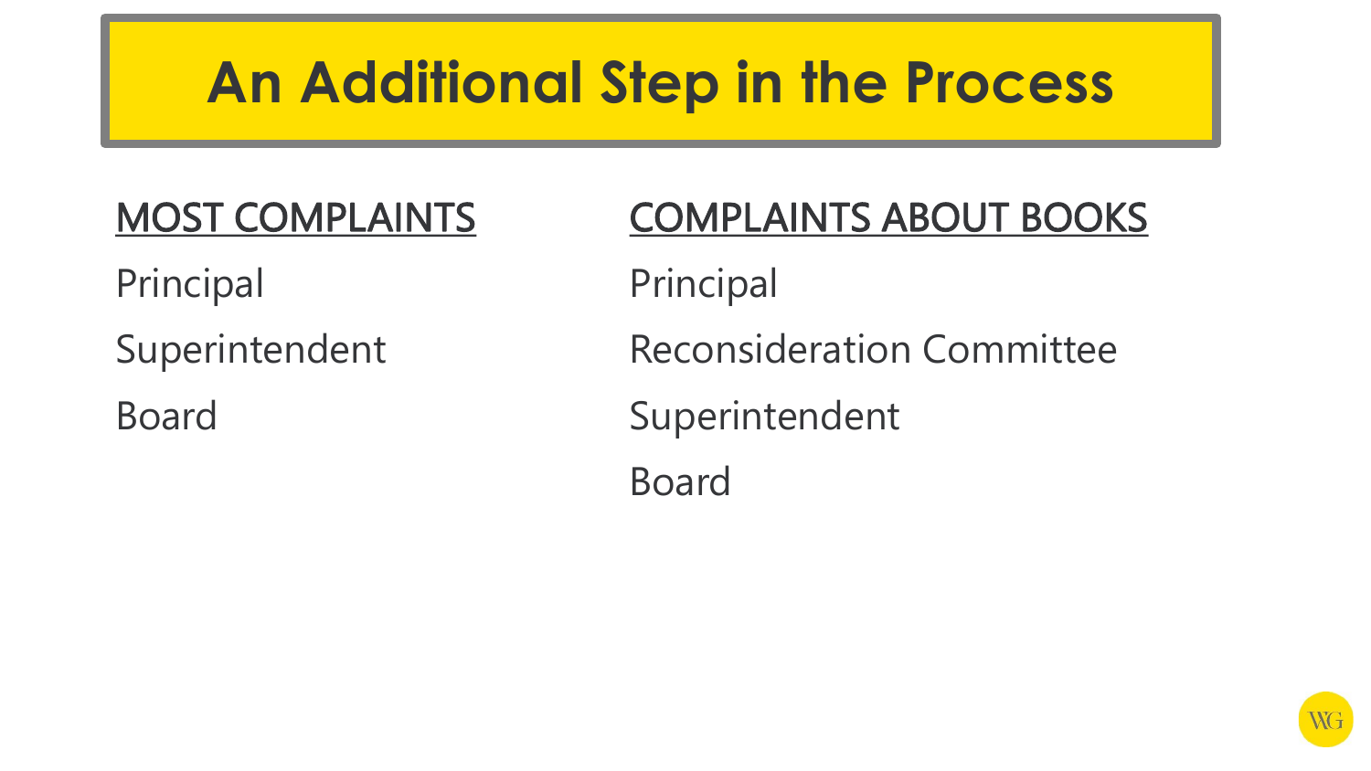# An Additional Step in the Process

| MOST COMPLAINTS | COMPLAINTS ABOUT BOOKS |
| --- | --- |
| Principal | Principal |
| Superintendent | Reconsideration Committee |
| Board | Superintendent |
| | Board |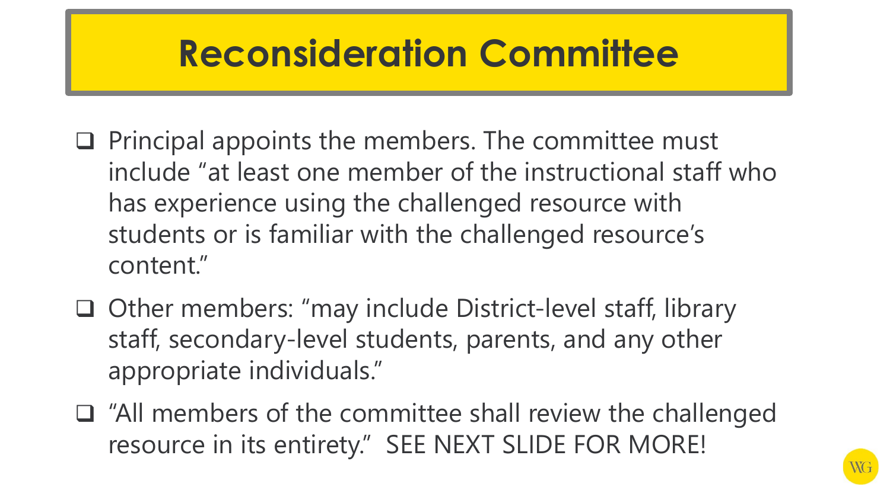# Reconsideration Committee

- Principal appoints the members. The committee must include "at least one member of the instructional staff who has experience using the challenged resource with students or is familiar with the challenged resource's content."
- Other members: "may include District-level staff, library staff, secondary-level students, parents, and any other appropriate individuals."
- "All members of the committee shall review the challenged resource in its entirety." SEE NEXT SLIDE FOR MORE!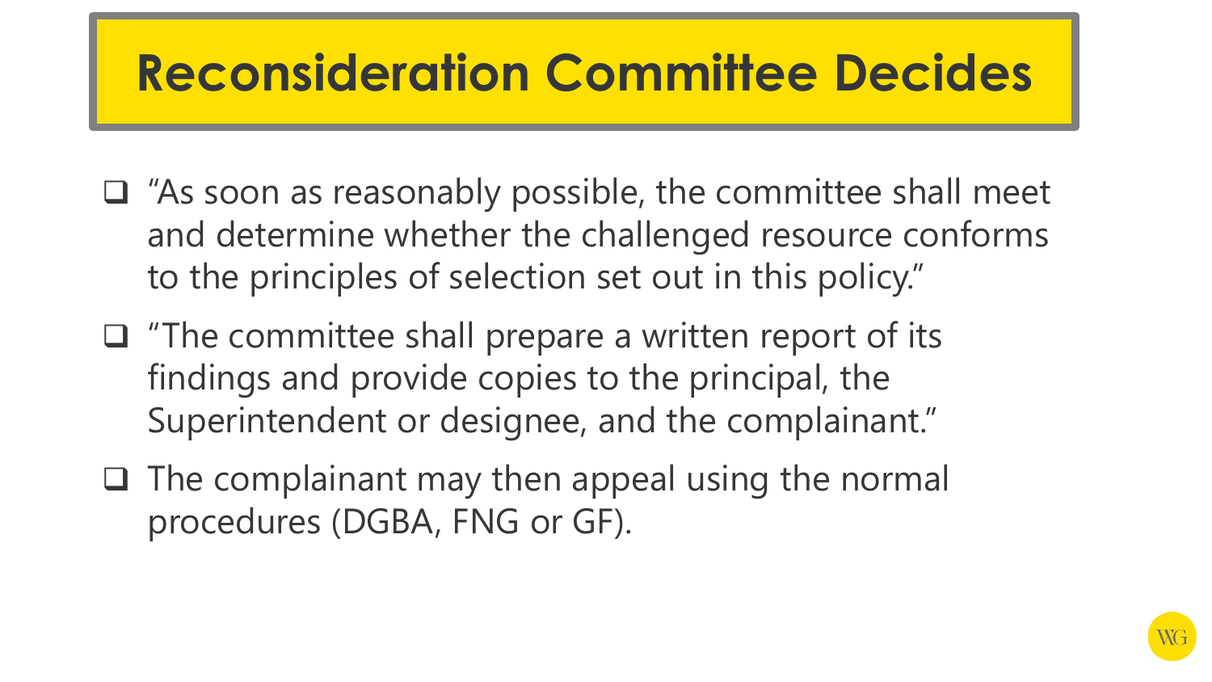# Reconsideration Committee Decides

- "As soon as reasonably possible, the committee shall meet and determine whether the challenged resource conforms to the principles of selection set out in this policy."
- "The committee shall prepare a written report of its findings and provide copies to the principal, the Superintendent or designee, and the complainant."
- The complainant may then appeal using the normal procedures (DGBA, FNG or GF).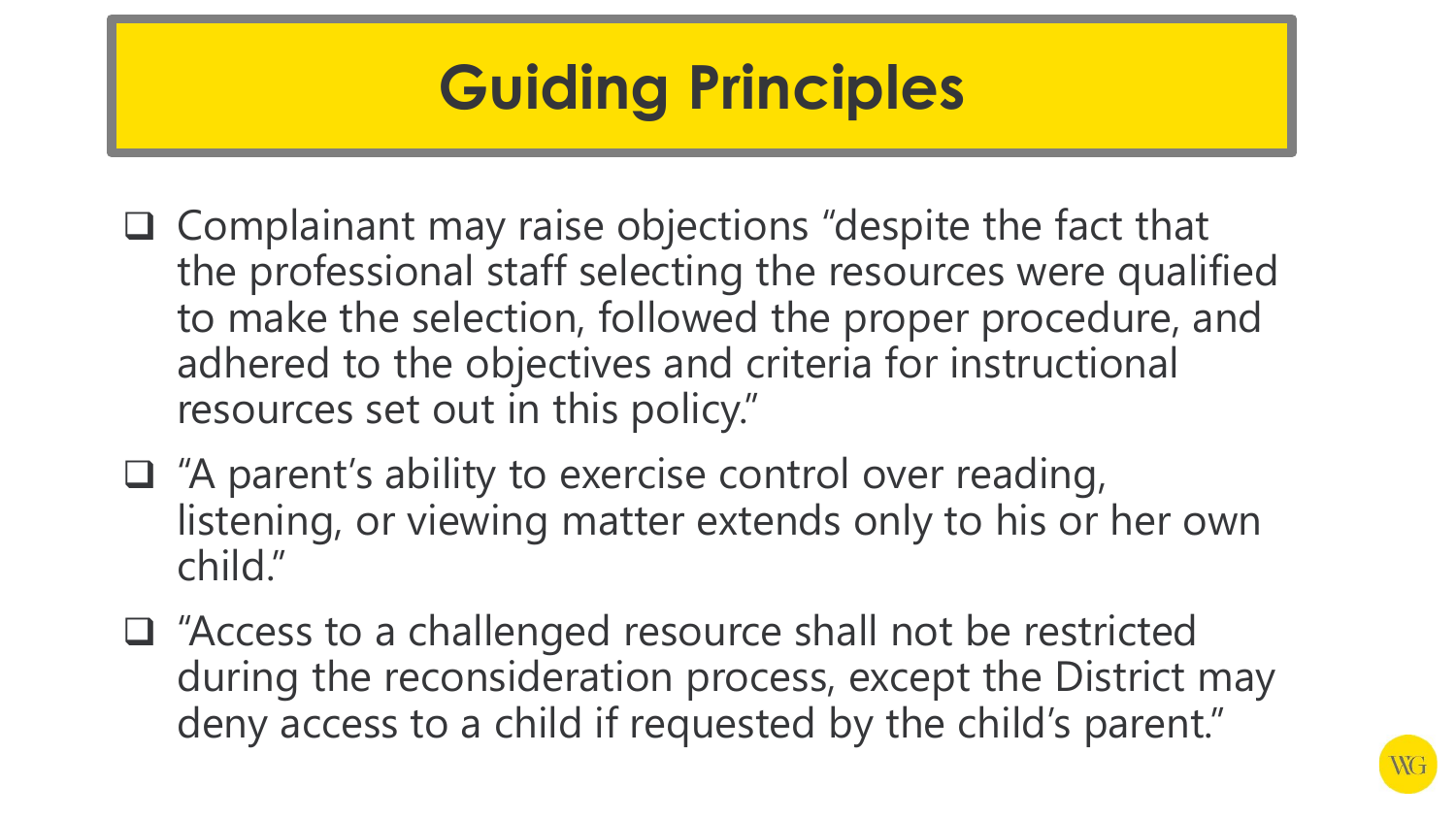# Guiding Principles

- Complainant may raise objections "despite the fact that the professional staff selecting the resources were qualified to make the selection, followed the proper procedure, and adhered to the objectives and criteria for instructional resources set out in this policy."
- "A parent's ability to exercise control over reading, listening, or viewing matter extends only to his or her own child."
- "Access to a challenged resource shall not be restricted during the reconsideration process, except the District may deny access to a child if requested by the child's parent."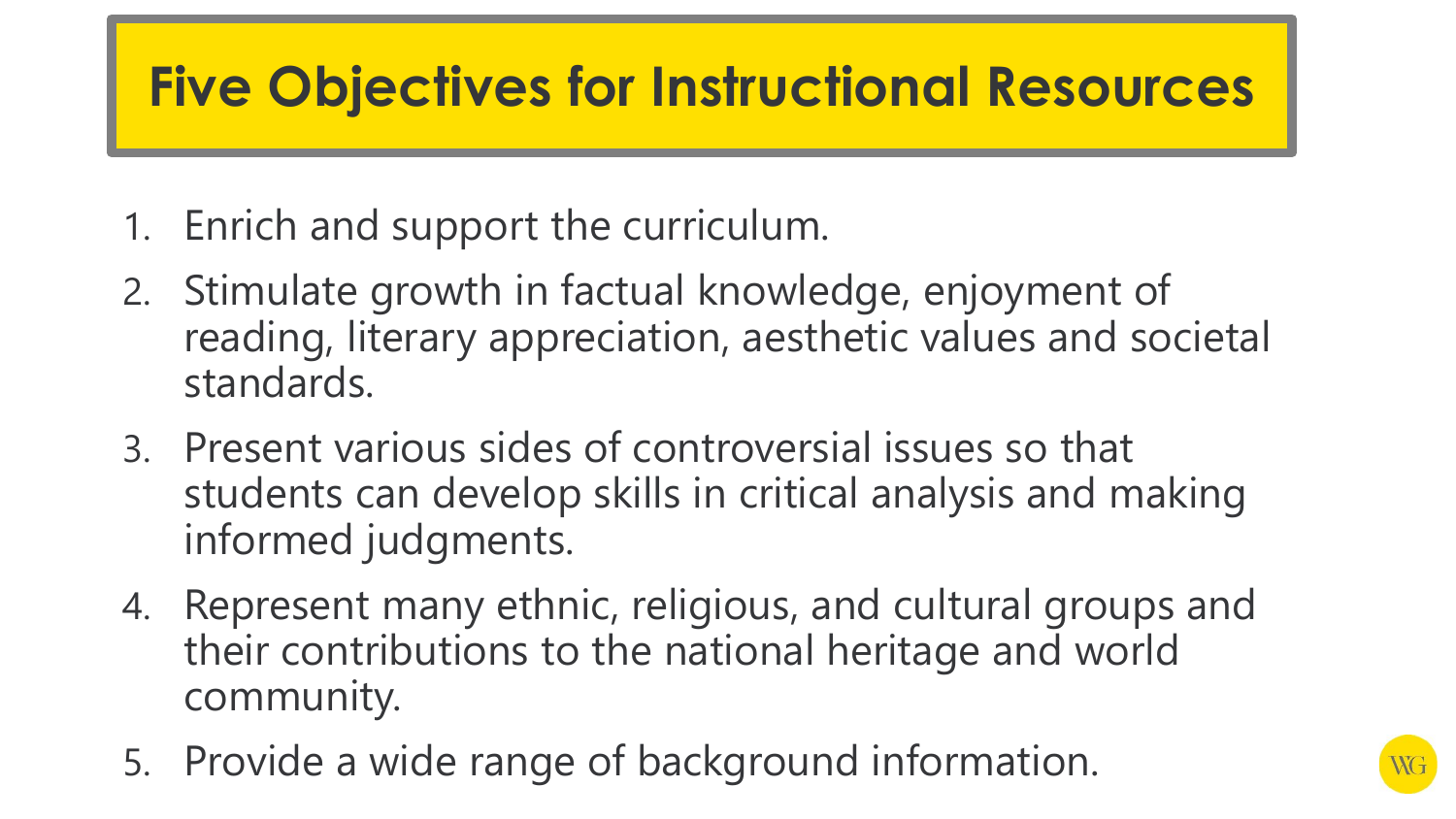# Five Objectives for Instructional Resources

1. Enrich and support the curriculum.
2. Stimulate growth in factual knowledge, enjoyment of reading, literary appreciation, aesthetic values and societal standards.
3. Present various sides of controversial issues so that students can develop skills in critical analysis and making informed judgments.
4. Represent many ethnic, religious, and cultural groups and their contributions to the national heritage and world community.
5. Provide a wide range of background information.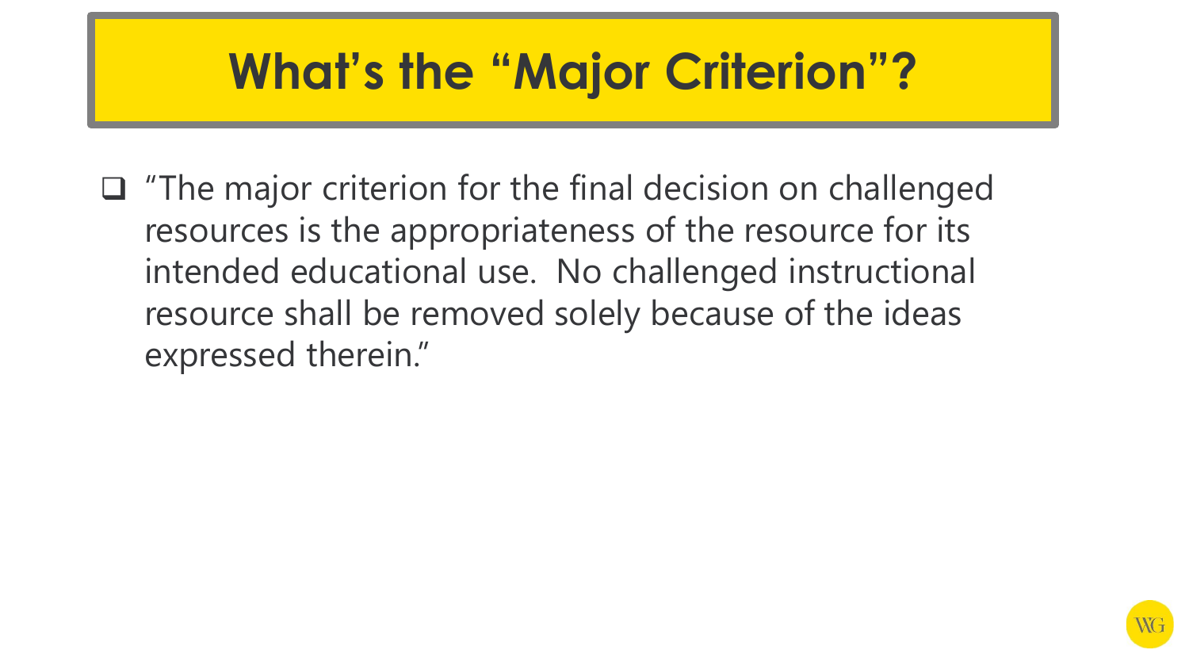# What's the "Major Criterion"?

- "The major criterion for the final decision on challenged resources is the appropriateness of the resource for its intended educational use. No challenged instructional resource shall be removed solely because of the ideas expressed therein."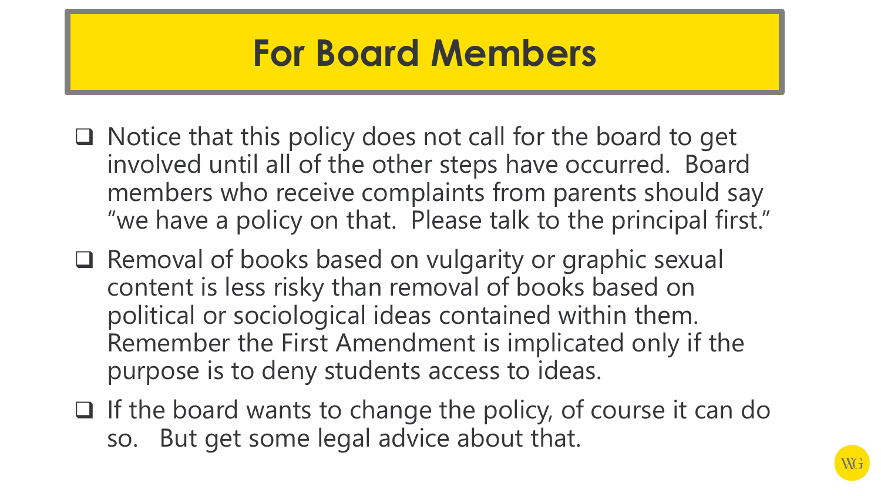# For Board Members

- Notice that this policy does not call for the board to get involved until all of the other steps have occurred. Board members who receive complaints from parents should say "we have a policy on that. Please talk to the principal first."
- Removal of books based on vulgarity or graphic sexual content is less risky than removal of books based on political or sociological ideas contained within them. Remember the First Amendment is implicated only if the purpose is to deny students access to ideas.
- If the board wants to change the policy, of course it can do so. But get some legal advice about that.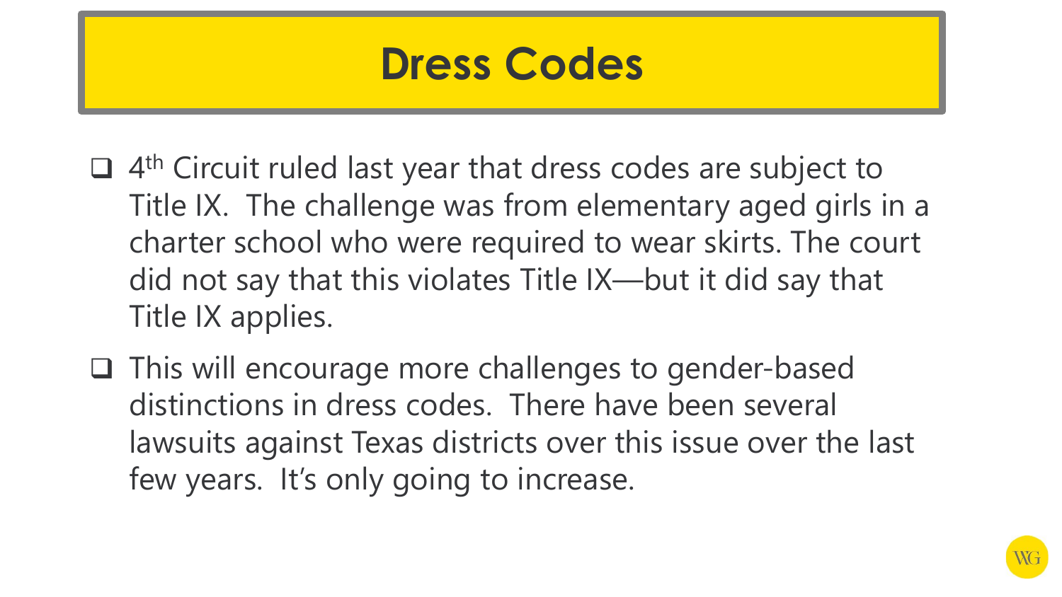# Dress Codes

- 4th Circuit ruled last year that dress codes are subject to Title IX. The challenge was from elementary aged girls in a charter school who were required to wear skirts. The court did not say that this violates Title IX—but it did say that Title IX applies.
- This will encourage more challenges to gender-based distinctions in dress codes. There have been several lawsuits against Texas districts over this issue over the last few years. It's only going to increase.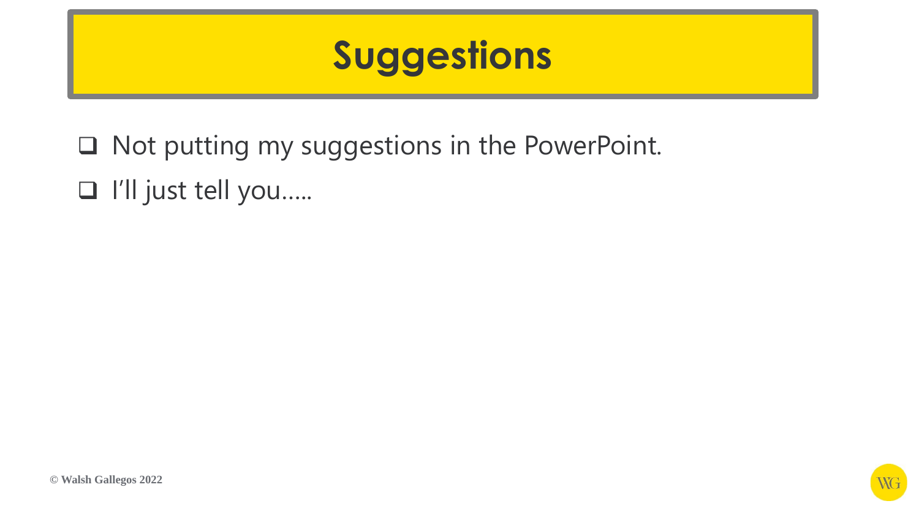# Suggestions

- Not putting my suggestions in the PowerPoint.
- I'll just tell you…..

© Walsh Gallegos 2022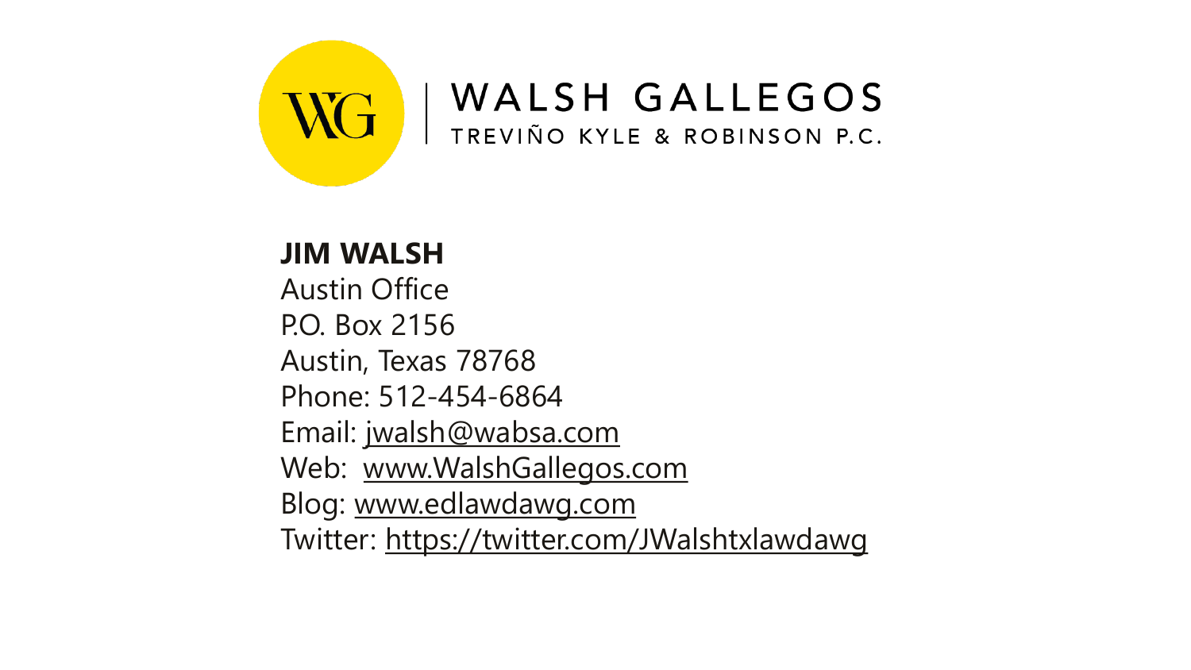WALSH GALLEGOS

TREVIÑO KYLE & ROBINSON P.C.

**JIM WALSH**
Austin Office
P.O. Box 2156
Austin, Texas 78768
Phone: 512-454-6864
Email: jwalsh@wabsa.com
Web: www.WalshGallegos.com
Blog: www.edlawdawg.com
Twitter: https://twitter.com/JWalshtxlawdawg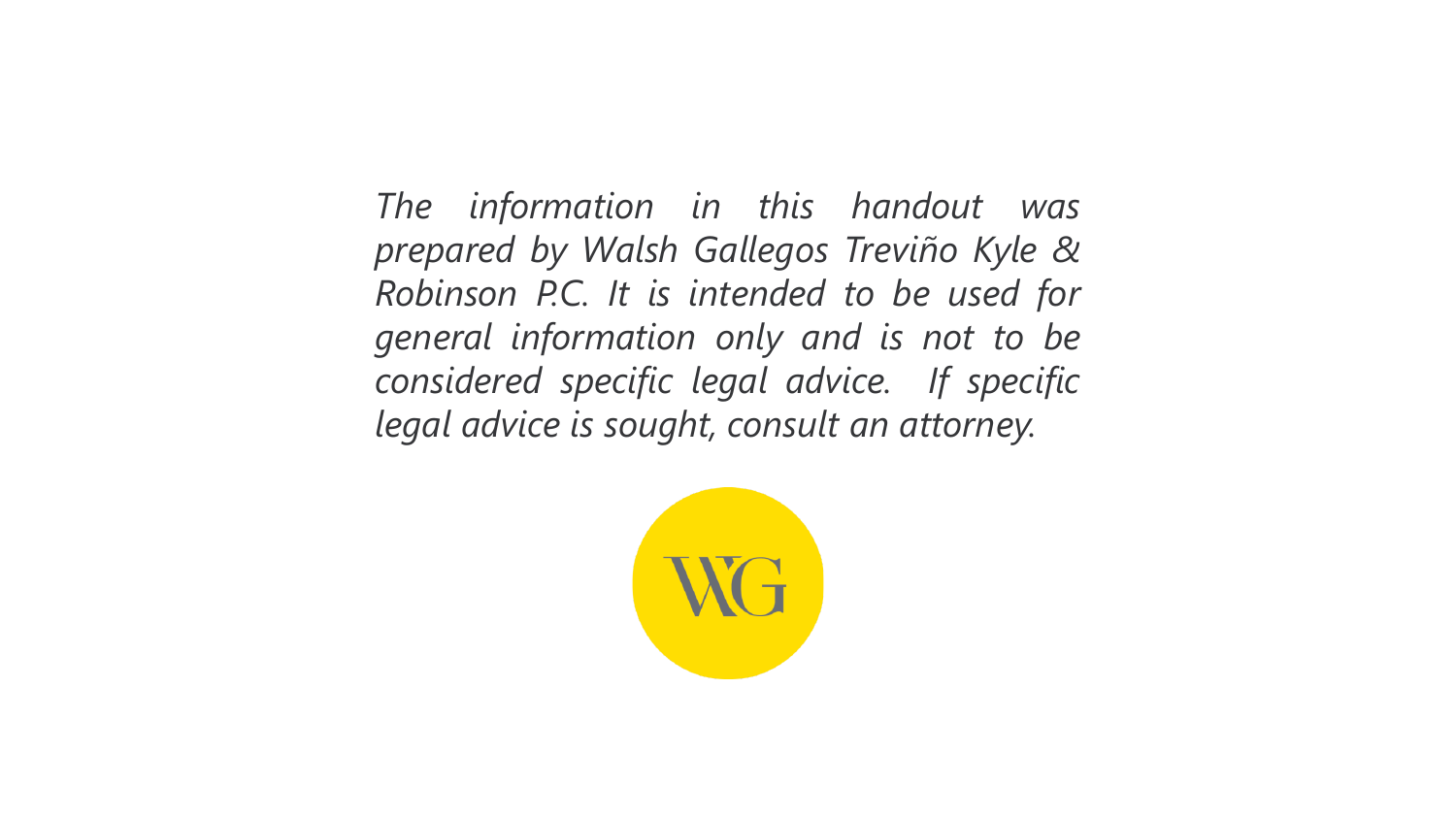*The information in this handout was prepared by Walsh Gallegos Treviño Kyle & Robinson P.C. It is intended to be used for general information only and is not to be considered specific legal advice.  If specific legal advice is sought, consult an attorney.*